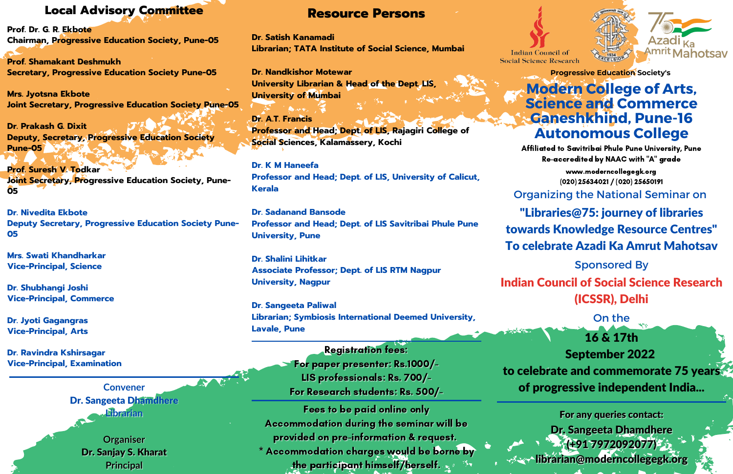## Local Advisory Committee

**Prof. Dr. G. R. Ekbote**
**Chairman, Progressive Education Society, Pune-05**

**Prof. Shamakant Deshmukh**
**Secretary, Progressive Education Society Pune-05**

**Mrs. Jyotsna Ekbote**
**Joint Secretary, Progressive Education Society Pune-05**

**Dr. Prakash G. Dixit**
**Deputy, Secretary, Progressive Education Society Pune-05**

**Prof. Suresh V. Todkar**
**Joint Secretary, Progressive Education Society, Pune-05**

**Dr. Nivedita Ekbote**
**Deputy Secretary, Progressive Education Society Pune-05**

**Mrs. Swati Khandharkar**
**Vice-Principal, Science**

**Dr. Shubhangi Joshi**
**Vice-Principal, Commerce**

**Dr. Jyoti Gagangras**
**Vice-Principal, Arts**

**Dr. Ravindra Kshirsagar**
**Vice-Principal, Examination**

Convener
**Dr. Sangeeta Dhamdhere**
Librarian

Organiser
**Dr. Sanjay S. Kharat**
Principal

## Resource Persons

**Dr. Satish Kanamadi**
**Librarian; TATA Institute of Social Science, Mumbai**

**Dr. Nandkishor Motewar**
**University Librarian & Head of the Dept. LIS, University of Mumbai**

**Dr. A.T. Francis**
**Professor and Head; Dept. of LIS, Rajagiri College of Social Sciences, Kalamassery, Kochi**

**Dr. K M Haneefa**
**Professor and Head; Dept. of LIS, University of Calicut, Kerala**

**Dr. Sadanand Bansode**
**Professor and Head; Dept. of LIS Savitribai Phule Pune University, Pune**

**Dr. Shalini Lihitkar**
**Associate Professor; Dept. of LIS RTM Nagpur University, Nagpur**

**Dr. Sangeeta Paliwal**
**Librarian; Symbiosis International Deemed University, Lavale, Pune**

**Registration fees:**
**For paper presenter: Rs.1000/-**
**LIS professionals: Rs. 700/-**
**For Research students: Rs. 500/-**

**Fees to be paid online only**
**Accommodation during the seminar will be provided on pre-information & request.**
**\* Accommodation charges would be borne by the participant himself/herself.**

Indian Council of Social Science Research

Azadi Ka Amrit Mahotsav

**Progressive Education Society's**

# Modern College of Arts, Science and Commerce Ganeshkhind, Pune-16 Autonomous College

**Affiliated to Savitribai Phule Pune University, Pune**
**Re-accredited by NAAC with "A" grade**
**www.moderncollegegk.org**
**(020) 25634021 / (020) 25650191**

Organizing the National Seminar on

## "Libraries@75: journey of libraries towards Knowledge Resource Centres" To celebrate Azadi Ka Amrut Mahotsav

Sponsored By

**Indian Council of Social Science Research (ICSSR), Delhi**

On the

**16 & 17th September 2022**
**to celebrate and commemorate 75 years of progressive independent India...**

**For any queries contact:**
**Dr. Sangeeta Dhamdhere**
**(+91 7972092077)**
**librarian@moderncollegegk.org**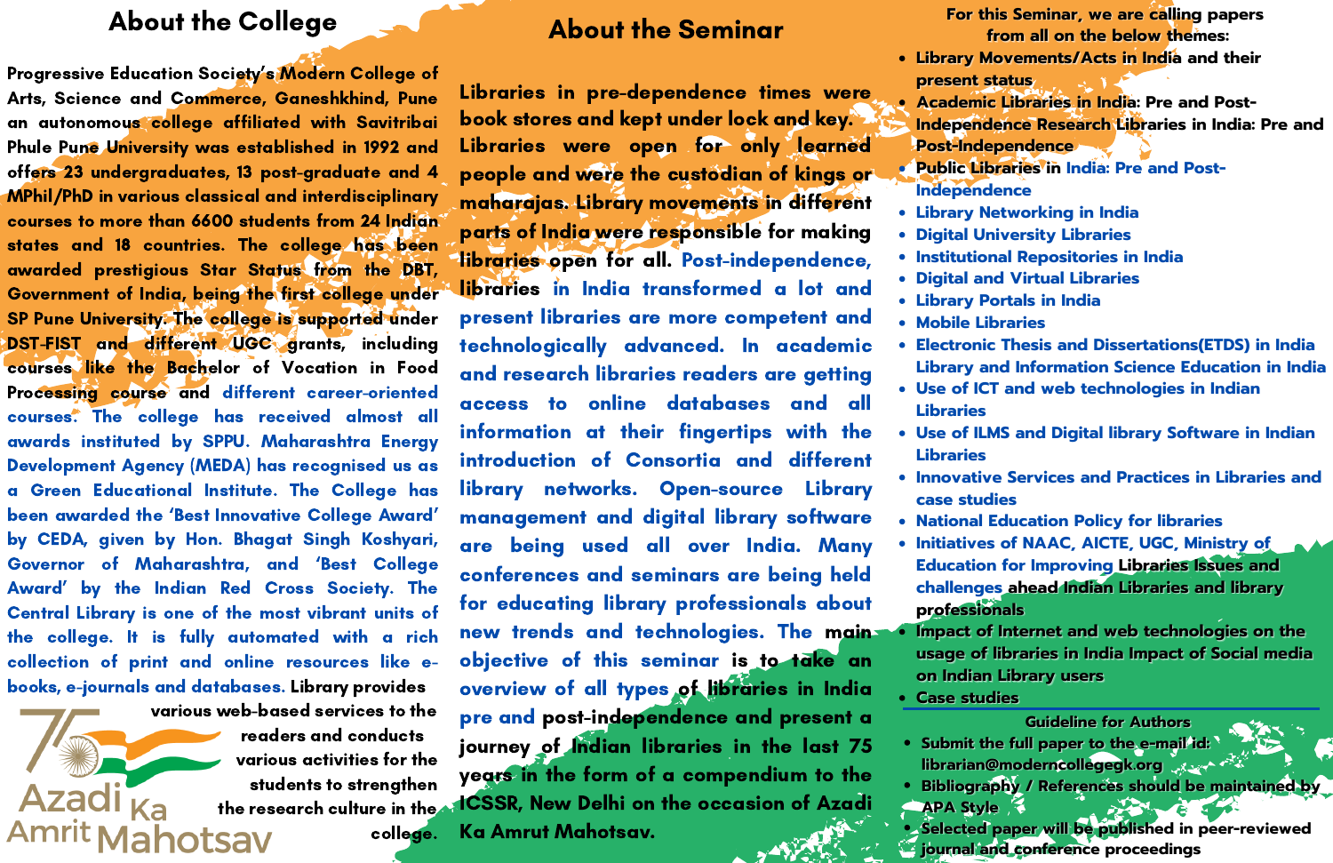## About the College

Progressive Education Society's Modern College of Arts, Science and Commerce, Ganeshkhind, Pune an autonomous college affiliated with Savitribai Phule Pune University was established in 1992 and offers 23 undergraduates, 13 post-graduate and 4 MPhil/PhD in various classical and interdisciplinary courses to more than 6600 students from 24 Indian states and 18 countries. The college has been awarded prestigious Star Status from the DBT, Government of India, being the first college under SP Pune University. The college is supported under DST-FIST and different UGC grants, including courses like the Bachelor of Vocation in Food Processing course and different career-oriented courses. The college has received almost all awards instituted by SPPU. Maharashtra Energy Development Agency (MEDA) has recognised us as a Green Educational Institute. The College has been awarded the 'Best Innovative College Award' by CEDA, given by Hon. Bhagat Singh Koshyari, Governor of Maharashtra, and 'Best College Award' by the Indian Red Cross Society. The Central Library is one of the most vibrant units of the college. It is fully automated with a rich collection of print and online resources like e-books, e-journals and databases. Library provides various web-based services to the readers and conducts various activities for the students to strengthen the research culture in the college.

Azadi Ka Amrit Mahotsav

## About the Seminar

Libraries in pre-dependence times were book stores and kept under lock and key. Libraries were open for only learned people and were the custodian of kings or maharajas. Library movements in different parts of India were responsible for making libraries open for all. Post-independence, libraries in India transformed a lot and present libraries are more competent and technologically advanced. In academic and research libraries readers are getting access to online databases and all information at their fingertips with the introduction of Consortia and different library networks. Open-source Library management and digital library software are being used all over India. Many conferences and seminars are being held for educating library professionals about new trends and technologies. The main objective of this seminar is to take an overview of all types of libraries in India pre and post-independence and present a journey of Indian libraries in the last 75 years in the form of a compendium to the ICSSR, New Delhi on the occasion of Azadi Ka Amrut Mahotsav.

For this Seminar, we are calling papers from all on the below themes:

- Library Movements/Acts in India and their present status
- Academic Libraries in India: Pre and Post-Independence Research Libraries in India: Pre and Post-Independence
- Public Libraries in India: Pre and Post-Independence
- Library Networking in India
- Digital University Libraries
- Institutional Repositories in India
- Digital and Virtual Libraries
- Library Portals in India
- Mobile Libraries
- Electronic Thesis and Dissertations(ETDS) in India Library and Information Science Education in India
- Use of ICT and web technologies in Indian Libraries
- Use of ILMS and Digital library Software in Indian Libraries
- Innovative Services and Practices in Libraries and case studies
- National Education Policy for libraries
- Initiatives of NAAC, AICTE, UGC, Ministry of Education for Improving Libraries Issues and challenges ahead Indian Libraries and library professionals
- Impact of Internet and web technologies on the usage of libraries in India Impact of Social media on Indian Library users
- Case studies

### Guideline for Authors

- Submit the full paper to the e-mail id: librarian@moderncollegegk.org
- Bibliography / References should be maintained by APA Style
- Selected paper will be published in peer-reviewed journal and conference proceedings